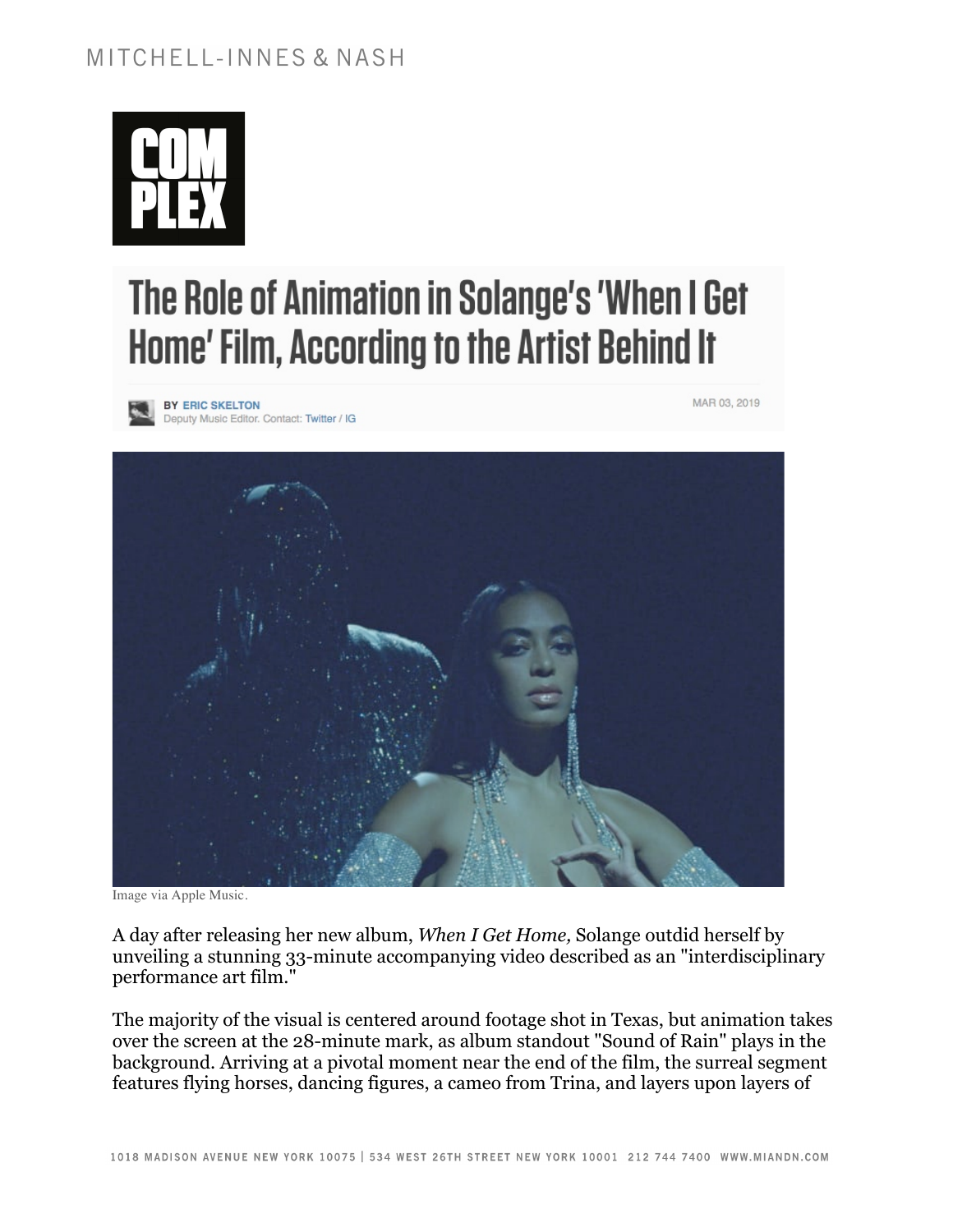# The Role of Animation in Solange's 'When I Get Home' Film, According to the Artist Behind It

BY ERIC SKELTON
Deputy Music Editor. Contact: Twitter / IG

MAR 03, 2019

Image via Apple Music.

A day after releasing her new album, *When I Get Home,* Solange outdid herself by unveiling a stunning 33-minute accompanying video described as an "interdisciplinary performance art film."

The majority of the visual is centered around footage shot in Texas, but animation takes over the screen at the 28-minute mark, as album standout "Sound of Rain" plays in the background. Arriving at a pivotal moment near the end of the film, the surreal segment features flying horses, dancing figures, a cameo from Trina, and layers upon layers of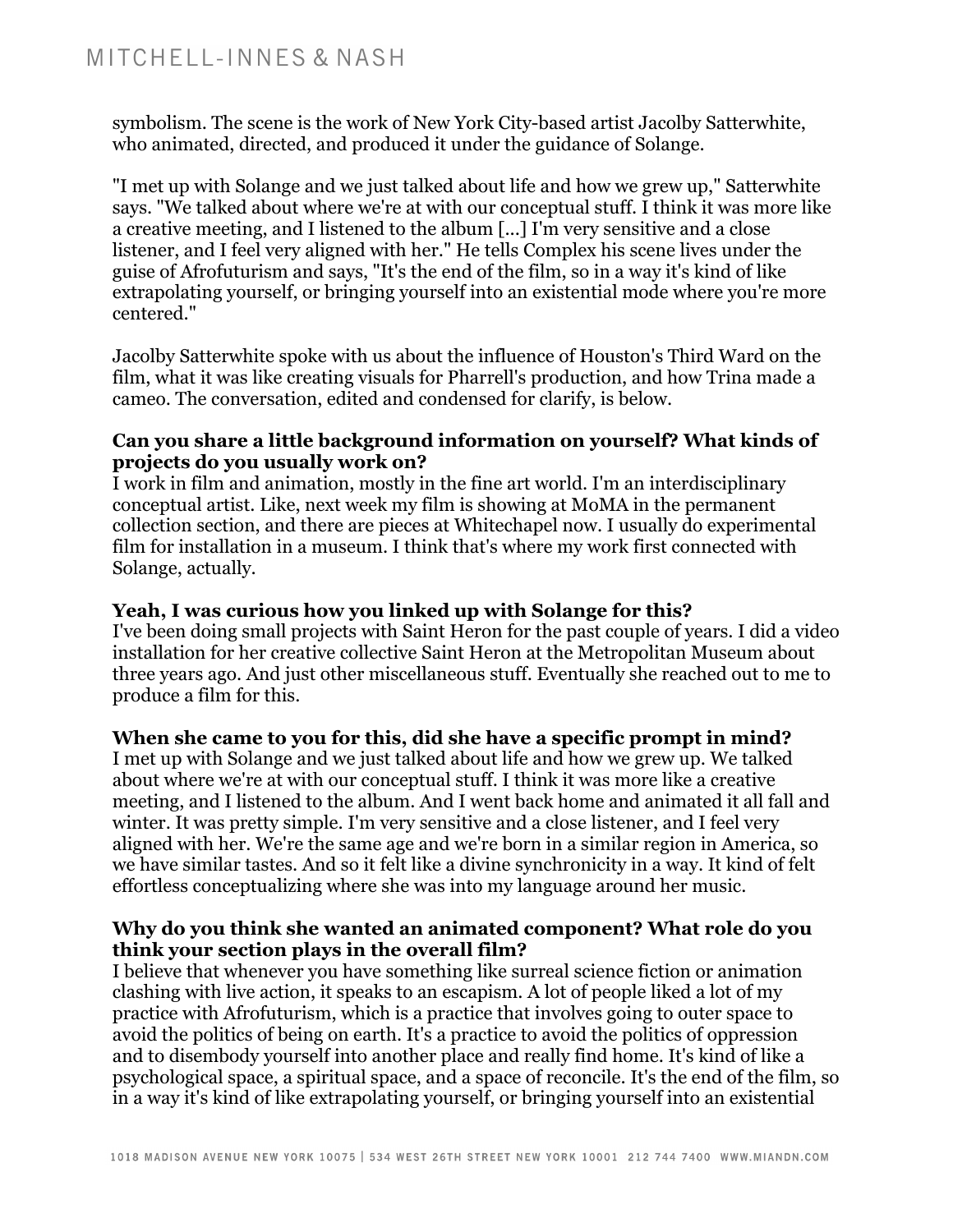symbolism. The scene is the work of New York City-based artist Jacolby Satterwhite, who animated, directed, and produced it under the guidance of Solange.

"I met up with Solange and we just talked about life and how we grew up," Satterwhite says. "We talked about where we're at with our conceptual stuff. I think it was more like a creative meeting, and I listened to the album [...] I'm very sensitive and a close listener, and I feel very aligned with her." He tells Complex his scene lives under the guise of Afrofuturism and says, "It's the end of the film, so in a way it's kind of like extrapolating yourself, or bringing yourself into an existential mode where you're more centered."

Jacolby Satterwhite spoke with us about the influence of Houston's Third Ward on the film, what it was like creating visuals for Pharrell's production, and how Trina made a cameo. The conversation, edited and condensed for clarify, is below.

**Can you share a little background information on yourself? What kinds of projects do you usually work on?**
I work in film and animation, mostly in the fine art world. I'm an interdisciplinary conceptual artist. Like, next week my film is showing at MoMA in the permanent collection section, and there are pieces at Whitechapel now. I usually do experimental film for installation in a museum. I think that's where my work first connected with Solange, actually.

**Yeah, I was curious how you linked up with Solange for this?**
I've been doing small projects with Saint Heron for the past couple of years. I did a video installation for her creative collective Saint Heron at the Metropolitan Museum about three years ago. And just other miscellaneous stuff. Eventually she reached out to me to produce a film for this.

**When she came to you for this, did she have a specific prompt in mind?**
I met up with Solange and we just talked about life and how we grew up. We talked about where we're at with our conceptual stuff. I think it was more like a creative meeting, and I listened to the album. And I went back home and animated it all fall and winter. It was pretty simple. I'm very sensitive and a close listener, and I feel very aligned with her. We're the same age and we're born in a similar region in America, so we have similar tastes. And so it felt like a divine synchronicity in a way. It kind of felt effortless conceptualizing where she was into my language around her music.

**Why do you think she wanted an animated component? What role do you think your section plays in the overall film?**
I believe that whenever you have something like surreal science fiction or animation clashing with live action, it speaks to an escapism. A lot of people liked a lot of my practice with Afrofuturism, which is a practice that involves going to outer space to avoid the politics of being on earth. It's a practice to avoid the politics of oppression and to disembody yourself into another place and really find home. It's kind of like a psychological space, a spiritual space, and a space of reconcile. It's the end of the film, so in a way it's kind of like extrapolating yourself, or bringing yourself into an existential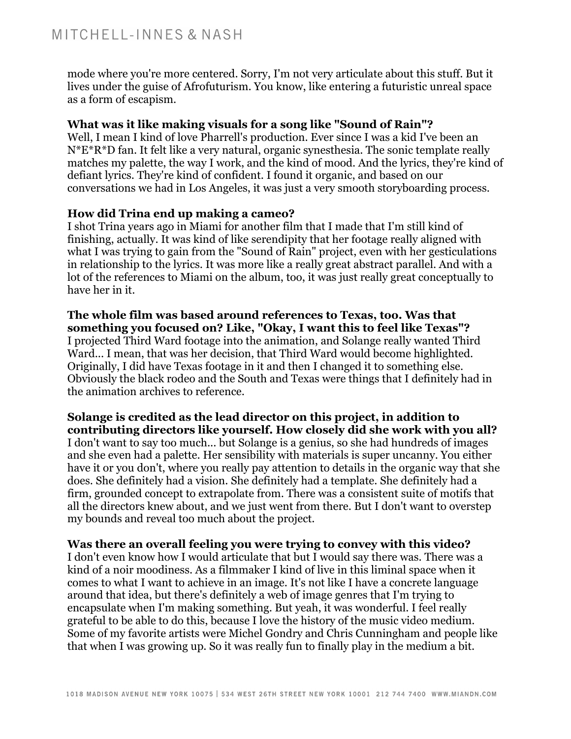mode where you're more centered. Sorry, I'm not very articulate about this stuff. But it lives under the guise of Afrofuturism. You know, like entering a futuristic unreal space as a form of escapism.

**What was it like making visuals for a song like "Sound of Rain"?**
Well, I mean I kind of love Pharrell's production. Ever since I was a kid I've been an N*E*R*D fan. It felt like a very natural, organic synesthesia. The sonic template really matches my palette, the way I work, and the kind of mood. And the lyrics, they're kind of defiant lyrics. They're kind of confident. I found it organic, and based on our conversations we had in Los Angeles, it was just a very smooth storyboarding process.

**How did Trina end up making a cameo?**
I shot Trina years ago in Miami for another film that I made that I'm still kind of finishing, actually. It was kind of like serendipity that her footage really aligned with what I was trying to gain from the "Sound of Rain" project, even with her gesticulations in relationship to the lyrics. It was more like a really great abstract parallel. And with a lot of the references to Miami on the album, too, it was just really great conceptually to have her in it.

**The whole film was based around references to Texas, too. Was that something you focused on? Like, "Okay, I want this to feel like Texas"?**
I projected Third Ward footage into the animation, and Solange really wanted Third Ward... I mean, that was her decision, that Third Ward would become highlighted. Originally, I did have Texas footage in it and then I changed it to something else. Obviously the black rodeo and the South and Texas were things that I definitely had in the animation archives to reference.

**Solange is credited as the lead director on this project, in addition to contributing directors like yourself. How closely did she work with you all?**
I don't want to say too much... but Solange is a genius, so she had hundreds of images and she even had a palette. Her sensibility with materials is super uncanny. You either have it or you don't, where you really pay attention to details in the organic way that she does. She definitely had a vision. She definitely had a template. She definitely had a firm, grounded concept to extrapolate from. There was a consistent suite of motifs that all the directors knew about, and we just went from there. But I don't want to overstep my bounds and reveal too much about the project.

**Was there an overall feeling you were trying to convey with this video?**
I don't even know how I would articulate that but I would say there was. There was a kind of a noir moodiness. As a filmmaker I kind of live in this liminal space when it comes to what I want to achieve in an image. It's not like I have a concrete language around that idea, but there's definitely a web of image genres that I'm trying to encapsulate when I'm making something. But yeah, it was wonderful. I feel really grateful to be able to do this, because I love the history of the music video medium. Some of my favorite artists were Michel Gondry and Chris Cunningham and people like that when I was growing up. So it was really fun to finally play in the medium a bit.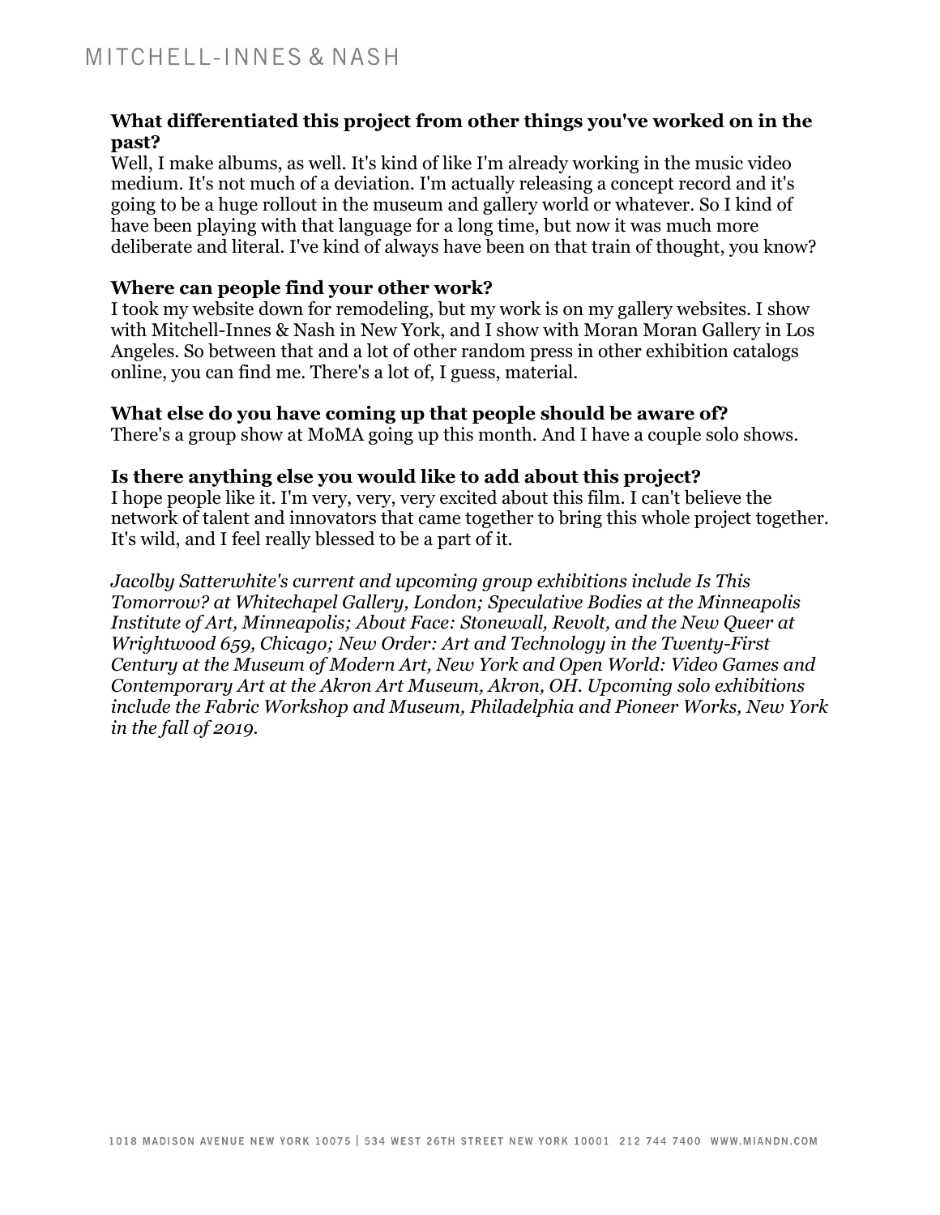**What differentiated this project from other things you've worked on in the past?**
Well, I make albums, as well. It's kind of like I'm already working in the music video medium. It's not much of a deviation. I'm actually releasing a concept record and it's going to be a huge rollout in the museum and gallery world or whatever. So I kind of have been playing with that language for a long time, but now it was much more deliberate and literal. I've kind of always have been on that train of thought, you know?

**Where can people find your other work?**
I took my website down for remodeling, but my work is on my gallery websites. I show with Mitchell-Innes & Nash in New York, and I show with Moran Moran Gallery in Los Angeles. So between that and a lot of other random press in other exhibition catalogs online, you can find me. There's a lot of, I guess, material.

**What else do you have coming up that people should be aware of?**
There's a group show at MoMA going up this month. And I have a couple solo shows.

**Is there anything else you would like to add about this project?**
I hope people like it. I'm very, very, very excited about this film. I can't believe the network of talent and innovators that came together to bring this whole project together. It's wild, and I feel really blessed to be a part of it.

*Jacolby Satterwhite's current and upcoming group exhibitions include Is This Tomorrow? at Whitechapel Gallery, London; Speculative Bodies at the Minneapolis Institute of Art, Minneapolis; About Face: Stonewall, Revolt, and the New Queer at Wrightwood 659, Chicago; New Order: Art and Technology in the Twenty-First Century at the Museum of Modern Art, New York and Open World: Video Games and Contemporary Art at the Akron Art Museum, Akron, OH. Upcoming solo exhibitions include the Fabric Workshop and Museum, Philadelphia and Pioneer Works, New York in the fall of 2019.*